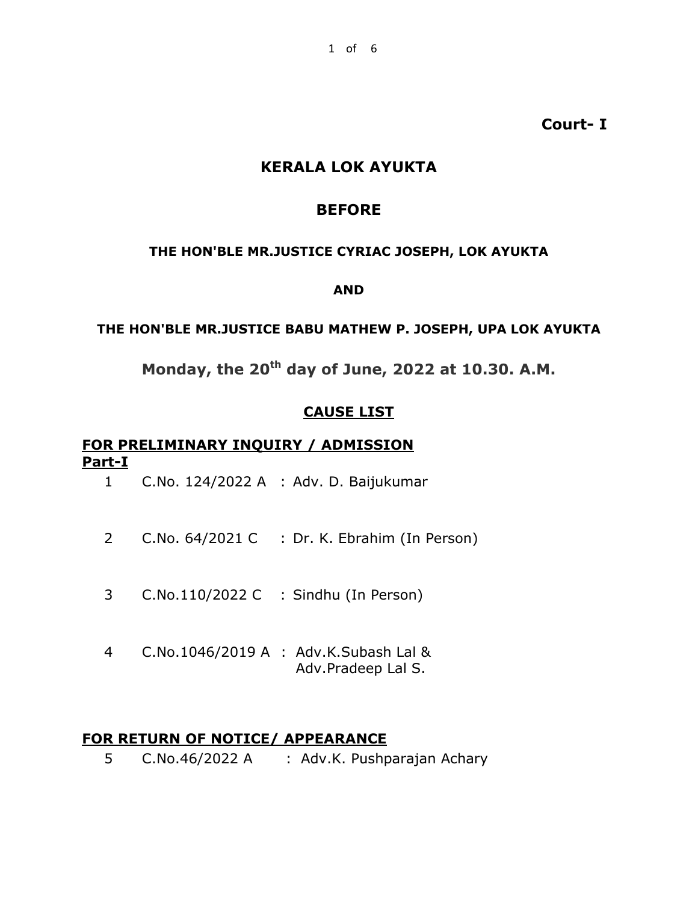**Court- I**

# KERALA LOK AYUKTA

## BEFORE

**THE HON'BLE MR.JUSTICE CYRIAC JOSEPH, LOK AYUKTA**

**AND**

**THE HON'BLE MR.JUSTICE BABU MATHEW P. JOSEPH, UPA LOK AYUKTA**

**Monday, the 20th day of June, 2022 at 10.30. A.M.**

## CAUSE LIST

**FOR PRELIMINARY INQUIRY / ADMISSION**

**Part-I**

| | | |
|---|---|---|
| 1 | C.No. 124/2022 A | : Adv. D. Baijukumar |
| 2 | C.No. 64/2021 C | : Dr. K. Ebrahim (In Person) |
| 3 | C.No.110/2022 C | : Sindhu (In Person) |
| 4 | C.No.1046/2019 A | : Adv.K.Subash Lal & Adv.Pradeep Lal S. |

**FOR RETURN OF NOTICE/ APPEARANCE**

| | | |
|---|---|---|
| 5 | C.No.46/2022 A | : Adv.K. Pushparajan Achary |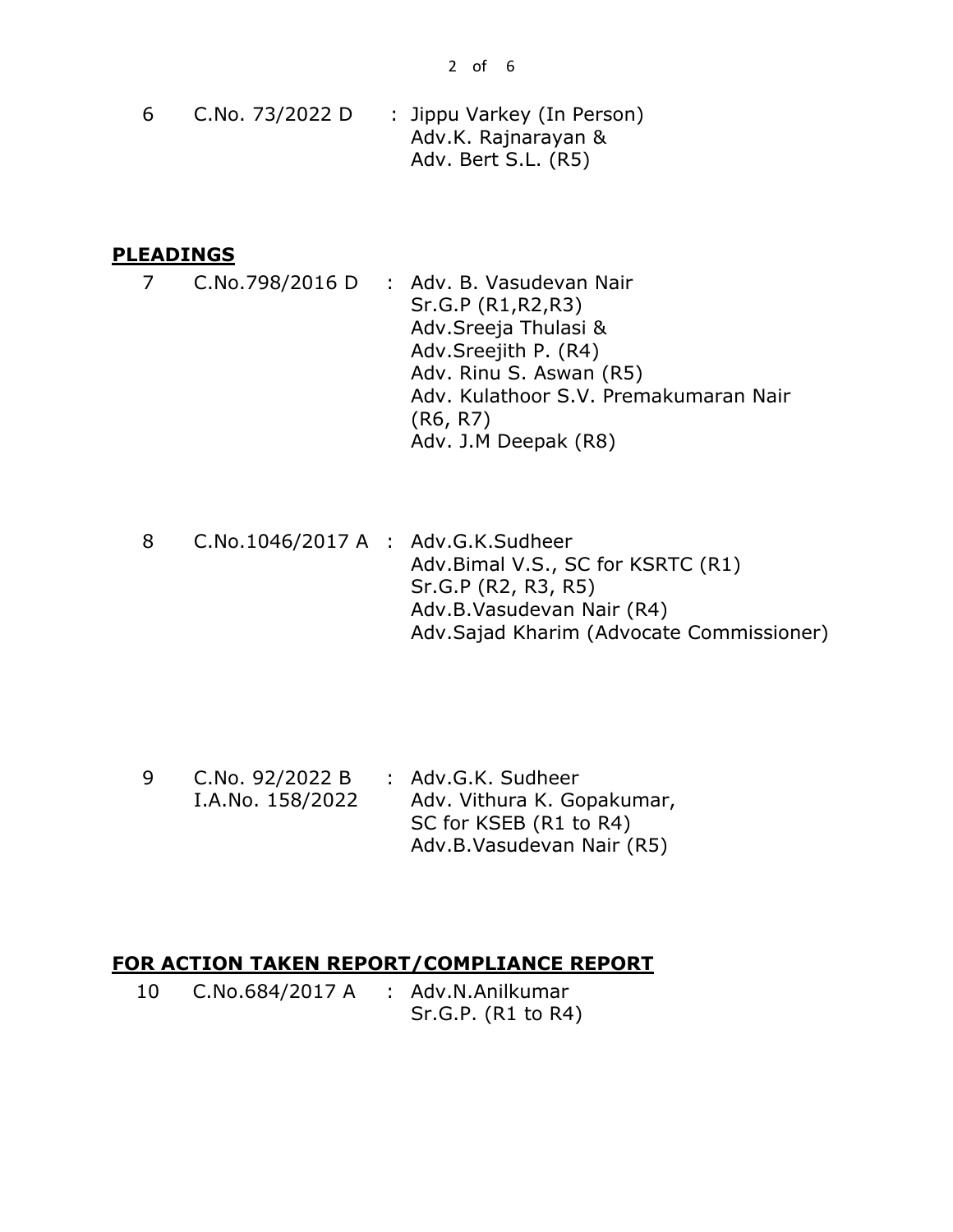| | | |
|---|---|---|
| 6 | C.No. 73/2022 D | : Jippu Varkey (In Person)<br>Adv.K. Rajnarayan &<br>Adv. Bert S.L. (R5) |

## PLEADINGS

| | | |
|---|---|---|
| 7 | C.No.798/2016 D | : Adv. B. Vasudevan Nair<br>Sr.G.P (R1,R2,R3)<br>Adv.Sreeja Thulasi &<br>Adv.Sreejith P. (R4)<br>Adv. Rinu S. Aswan (R5)<br>Adv. Kulathoor S.V. Premakumaran Nair (R6, R7)<br>Adv. J.M Deepak (R8) |
| 8 | C.No.1046/2017 A | : Adv.G.K.Sudheer<br>Adv.Bimal V.S., SC for KSRTC (R1)<br>Sr.G.P (R2, R3, R5)<br>Adv.B.Vasudevan Nair (R4)<br>Adv.Sajad Kharim (Advocate Commissioner) |
| 9 | C.No. 92/2022 B<br>I.A.No. 158/2022 | : Adv.G.K. Sudheer<br>Adv. Vithura K. Gopakumar, SC for KSEB (R1 to R4)<br>Adv.B.Vasudevan Nair (R5) |

## FOR ACTION TAKEN REPORT/COMPLIANCE REPORT

| | | |
|---|---|---|
| 10 | C.No.684/2017 A | : Adv.N.Anilkumar<br>Sr.G.P. (R1 to R4) |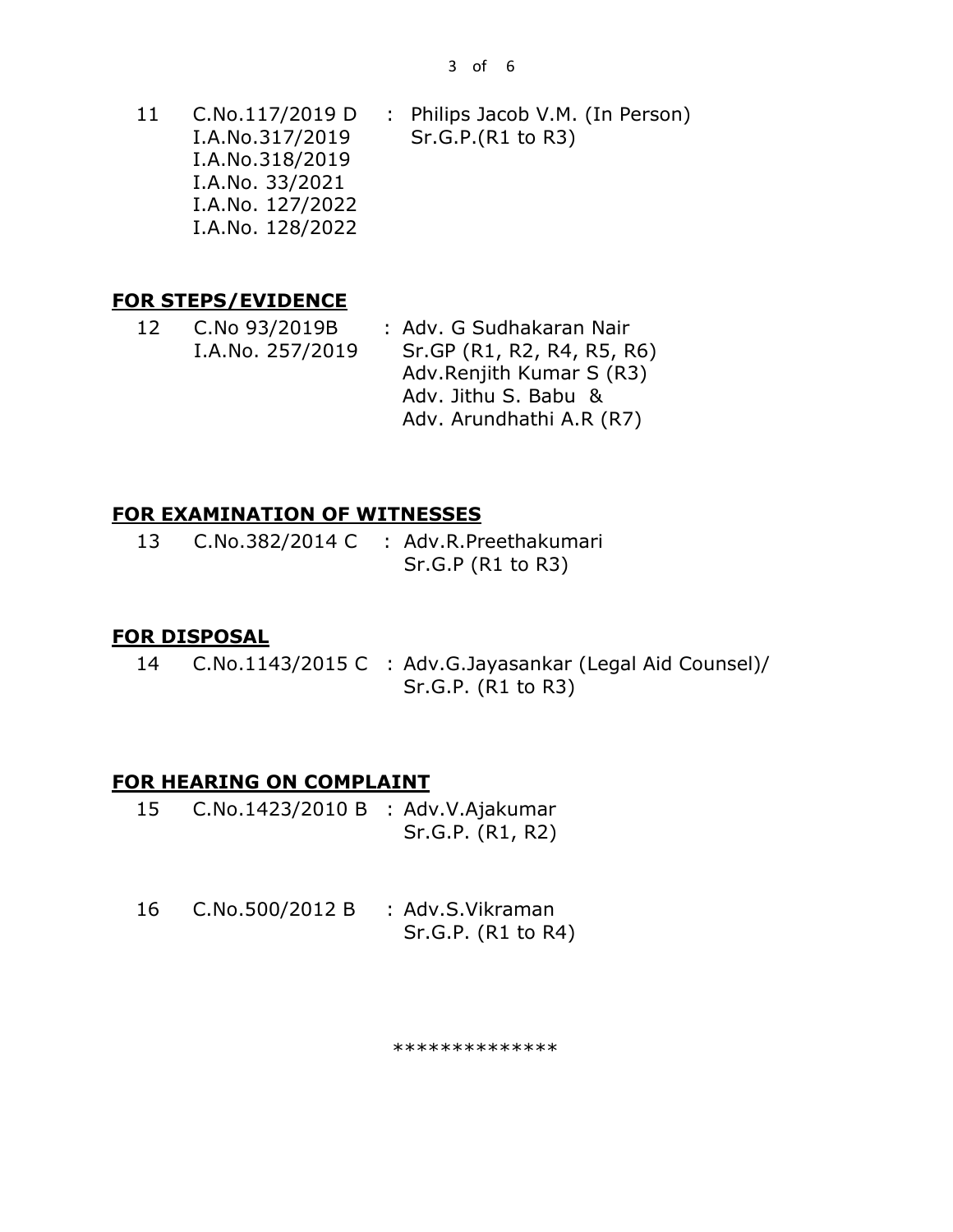| | | |
|---|---|---|
| 11 | C.No.117/2019 D<br>I.A.No.317/2019<br>I.A.No.318/2019<br>I.A.No. 33/2021<br>I.A.No. 127/2022<br>I.A.No. 128/2022 | : Philips Jacob V.M. (In Person)<br>Sr.G.P.(R1 to R3) |

## FOR STEPS/EVIDENCE

| | | |
|---|---|---|
| 12 | C.No 93/2019B<br>I.A.No. 257/2019 | : Adv. G Sudhakaran Nair<br>Sr.GP (R1, R2, R4, R5, R6)<br>Adv.Renjith Kumar S (R3)<br>Adv. Jithu S. Babu &<br>Adv. Arundhathi A.R (R7) |

## FOR EXAMINATION OF WITNESSES

| | | |
|---|---|---|
| 13 | C.No.382/2014 C | : Adv.R.Preethakumari<br>Sr.G.P (R1 to R3) |

## FOR DISPOSAL

| | | |
|---|---|---|
| 14 | C.No.1143/2015 C | : Adv.G.Jayasankar (Legal Aid Counsel)/<br>Sr.G.P. (R1 to R3) |

## FOR HEARING ON COMPLAINT

| | | |
|---|---|---|
| 15 | C.No.1423/2010 B | : Adv.V.Ajakumar<br>Sr.G.P. (R1, R2) |
| 16 | C.No.500/2012 B | : Adv.S.Vikraman<br>Sr.G.P. (R1 to R4) |

**************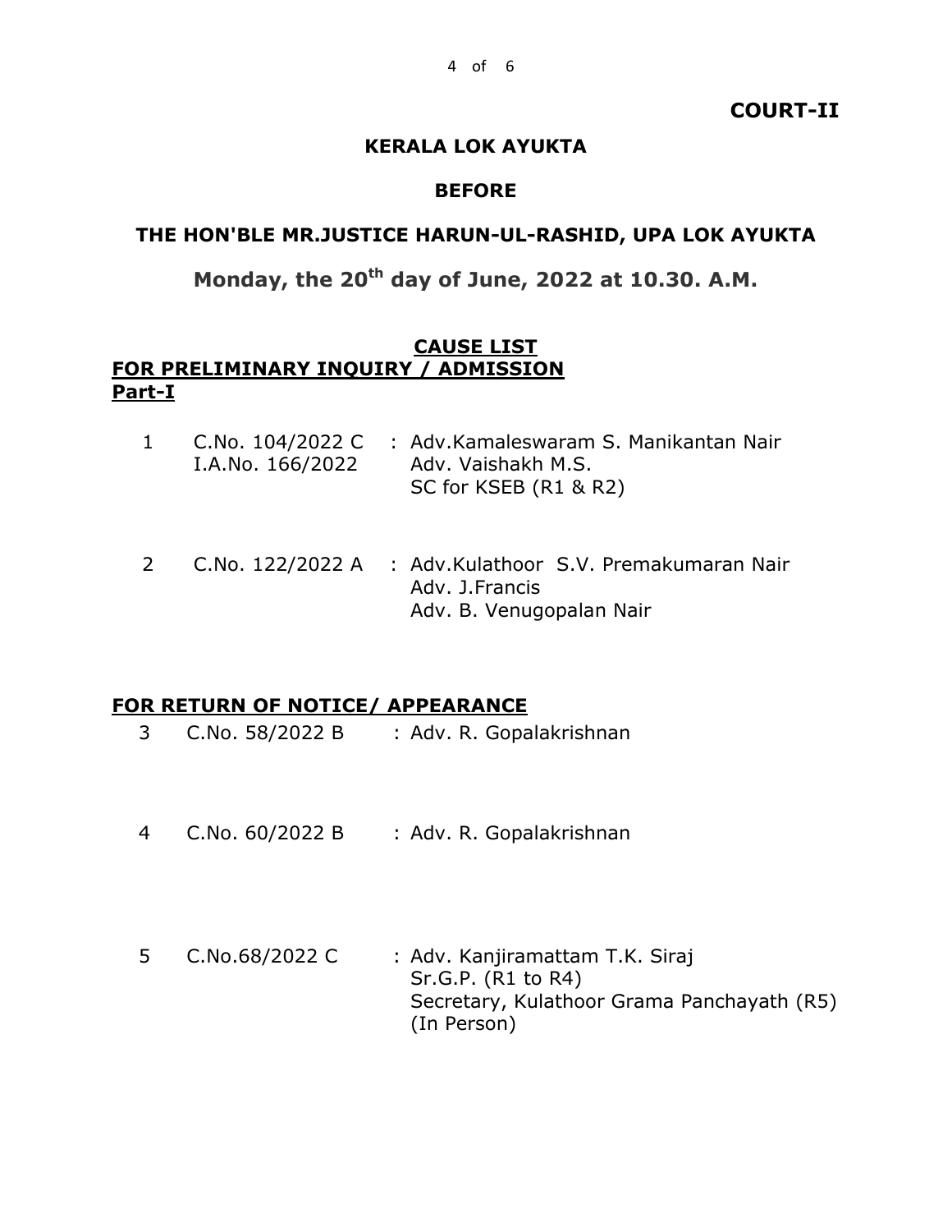**COURT-II**

**KERALA LOK AYUKTA**

**BEFORE**

**THE HON'BLE MR.JUSTICE HARUN-UL-RASHID, UPA LOK AYUKTA**

**Monday, the 20th day of June, 2022 at 10.30. A.M.**

**CAUSE LIST**

**FOR PRELIMINARY INQUIRY / ADMISSION**

**Part-I**

| | | |
|---|---|---|
| 1 | C.No. 104/2022 C<br>I.A.No. 166/2022 | : Adv.Kamaleswaram S. Manikantan Nair<br>Adv. Vaishakh M.S.<br>SC for KSEB (R1 & R2) |
| 2 | C.No. 122/2022 A | : Adv.Kulathoor S.V. Premakumaran Nair<br>Adv. J.Francis<br>Adv. B. Venugopalan Nair |

**FOR RETURN OF NOTICE/ APPEARANCE**

| | | |
|---|---|---|
| 3 | C.No. 58/2022 B | : Adv. R. Gopalakrishnan |
| 4 | C.No. 60/2022 B | : Adv. R. Gopalakrishnan |
| 5 | C.No.68/2022 C | : Adv. Kanjiramattam T.K. Siraj<br>Sr.G.P. (R1 to R4)<br>Secretary, Kulathoor Grama Panchayath (R5) (In Person) |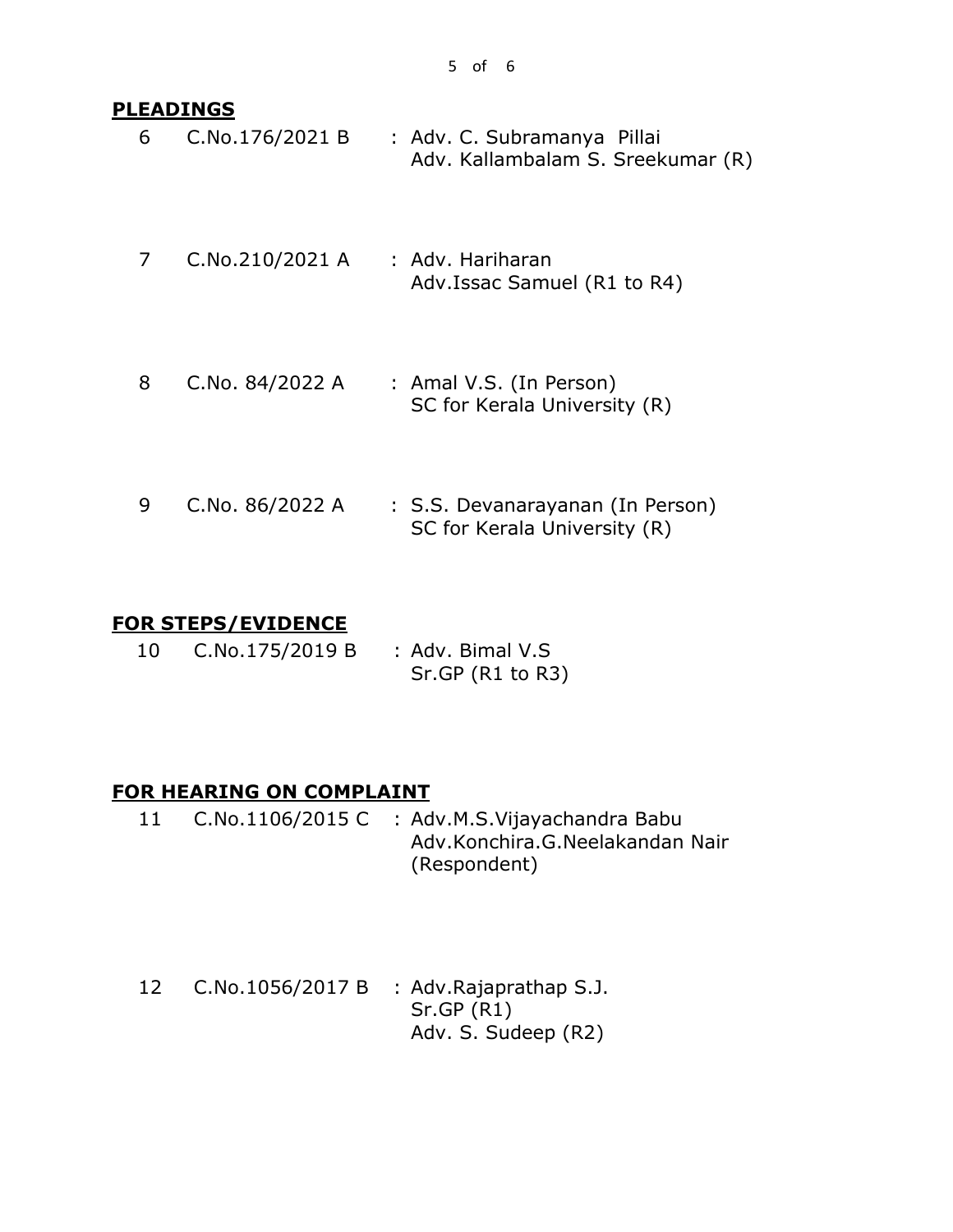**PLEADINGS**

| | | |
|---|---|---|
| 6 | C.No.176/2021 B | : Adv. C. Subramanya Pillai<br>Adv. Kallambalam S. Sreekumar (R) |
| 7 | C.No.210/2021 A | : Adv. Hariharan<br>Adv.Issac Samuel (R1 to R4) |
| 8 | C.No. 84/2022 A | : Amal V.S. (In Person)<br>SC for Kerala University (R) |
| 9 | C.No. 86/2022 A | : S.S. Devanarayanan (In Person)<br>SC for Kerala University (R) |

**FOR STEPS/EVIDENCE**

| | | |
|---|---|---|
| 10 | C.No.175/2019 B | : Adv. Bimal V.S<br>Sr.GP (R1 to R3) |

**FOR HEARING ON COMPLAINT**

| | | |
|---|---|---|
| 11 | C.No.1106/2015 C | : Adv.M.S.Vijayachandra Babu<br>Adv.Konchira.G.Neelakandan Nair (Respondent) |
| 12 | C.No.1056/2017 B | : Adv.Rajaprathap S.J.<br>Sr.GP (R1)<br>Adv. S. Sudeep (R2) |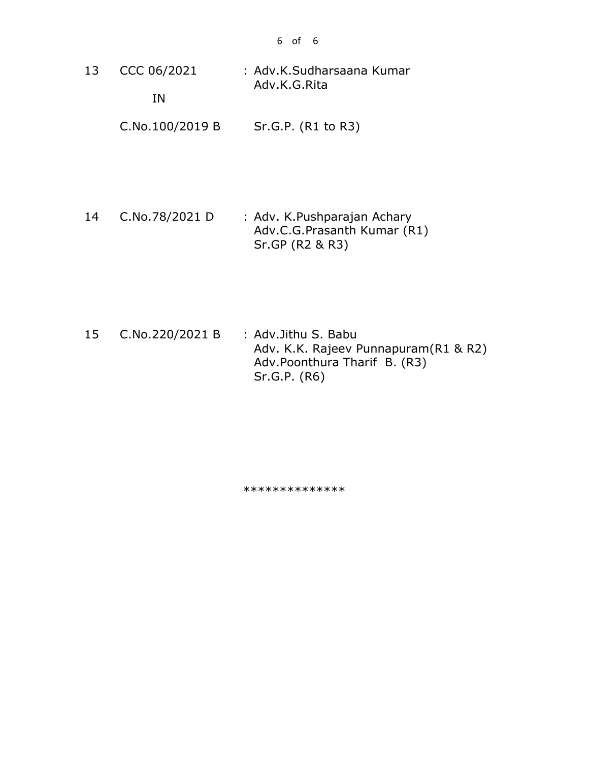| | | |
|---|---|---|
| 13 | CCC 06/2021<br>IN<br>C.No.100/2019 B | : Adv.K.Sudharsaana Kumar<br>Adv.K.G.Rita<br>Sr.G.P. (R1 to R3) |
| 14 | C.No.78/2021 D | : Adv. K.Pushparajan Achary<br>Adv.C.G.Prasanth Kumar (R1)<br>Sr.GP (R2 & R3) |
| 15 | C.No.220/2021 B | : Adv.Jithu S. Babu<br>Adv. K.K. Rajeev Punnapuram(R1 & R2)<br>Adv.Poonthura Tharif B. (R3)<br>Sr.G.P. (R6) |

**************